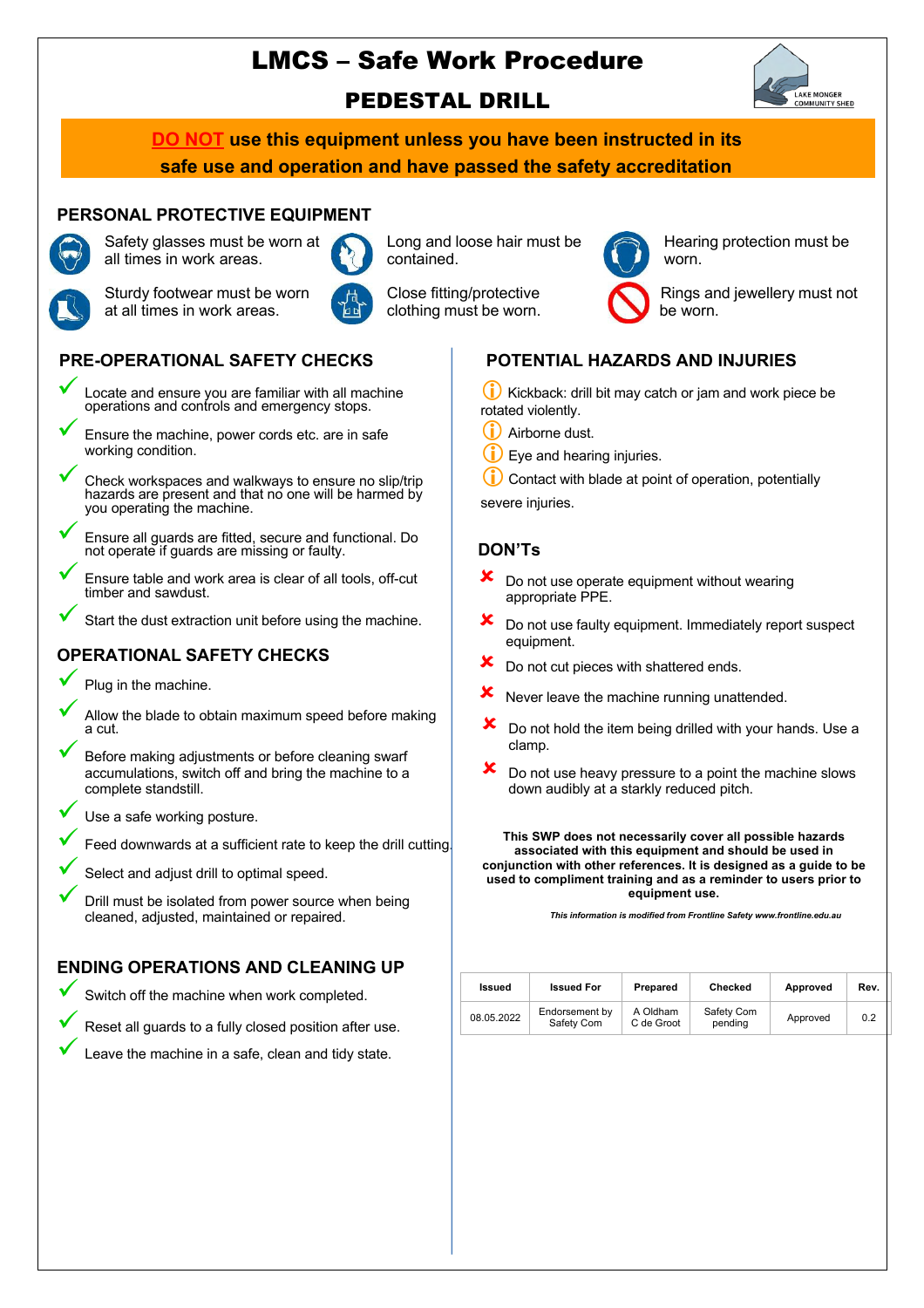# LMCS – Safe Work Procedure

## PEDESTAL DRILL

**DO NOT use this equipment unless you have been instructed in its safe use and operation and have passed the safety accreditation**

## PERSONAL PROTECTIVE EQUIPMENT

- Safety glasses must be worn at all times in work areas.
- Long and loose hair must be contained.
- Hearing protection must be worn.
- Sturdy footwear must be worn at all times in work areas.
- Close fitting/protective clothing must be worn.
- Rings and jewellery must not be worn.

## PRE-OPERATIONAL SAFETY CHECKS

- ✓ Locate and ensure you are familiar with all machine operations and controls and emergency stops.
- ✓ Ensure the machine, power cords etc. are in safe working condition.
- ✓ Check workspaces and walkways to ensure no slip/trip hazards are present and that no one will be harmed by you operating the machine.
- ✓ Ensure all guards are fitted, secure and functional. Do not operate if guards are missing or faulty.
- ✓ Ensure table and work area is clear of all tools, off-cut timber and sawdust.
- ✓ Start the dust extraction unit before using the machine.

## OPERATIONAL SAFETY CHECKS

- ✓ Plug in the machine.
- ✓ Allow the blade to obtain maximum speed before making a cut.
- ✓ Before making adjustments or before cleaning swarf accumulations, switch off and bring the machine to a complete standstill.
- ✓ Use a safe working posture.
- ✓ Feed downwards at a sufficient rate to keep the drill cutting.
- ✓ Select and adjust drill to optimal speed.
- ✓ Drill must be isolated from power source when being cleaned, adjusted, maintained or repaired.

## ENDING OPERATIONS AND CLEANING UP

- ✓ Switch off the machine when work completed.
- ✓ Reset all guards to a fully closed position after use.
- ✓ Leave the machine in a safe, clean and tidy state.

## POTENTIAL HAZARDS AND INJURIES

- ⓘ Kickback: drill bit may catch or jam and work piece be rotated violently.
- ⓘ Airborne dust.
- ⓘ Eye and hearing injuries.
- ⓘ Contact with blade at point of operation, potentially severe injuries.

## DON'Ts

- ✗ Do not use operate equipment without wearing appropriate PPE.
- ✗ Do not use faulty equipment. Immediately report suspect equipment.
- ✗ Do not cut pieces with shattered ends.
- ✗ Never leave the machine running unattended.
- ✗ Do not hold the item being drilled with your hands. Use a clamp.
- ✗ Do not use heavy pressure to a point the machine slows down audibly at a starkly reduced pitch.

**This SWP does not necessarily cover all possible hazards associated with this equipment and should be used in conjunction with other references. It is designed as a guide to be used to compliment training and as a reminder to users prior to equipment use.**

***This information is modified from Frontline Safety www.frontline.edu.au***

| Issued | Issued For | Prepared | Checked | Approved | Rev. |
|---|---|---|---|---|---|
| 08.05.2022 | Endorsement by Safety Com | A Oldham C de Groot | Safety Com pending | Approved | 0.2 |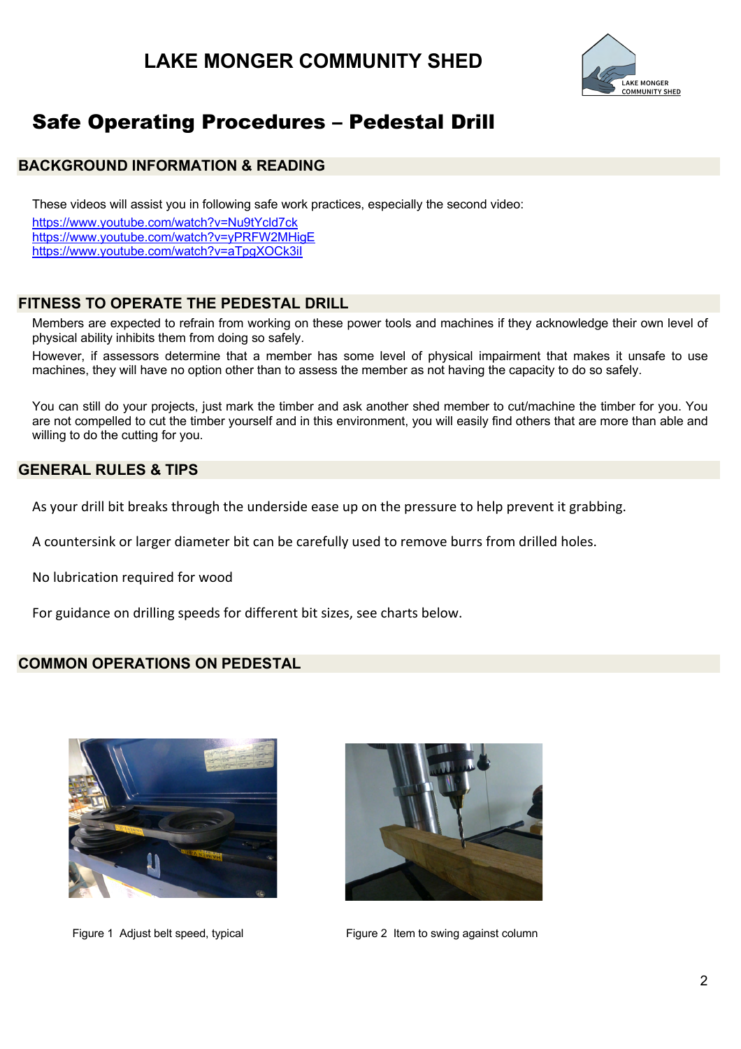# LAKE MONGER COMMUNITY SHED

## Safe Operating Procedures – Pedestal Drill

### BACKGROUND INFORMATION & READING

These videos will assist you in following safe work practices, especially the second video:
https://www.youtube.com/watch?v=Nu9tYcld7ck
https://www.youtube.com/watch?v=yPRFW2MHigE
https://www.youtube.com/watch?v=aTpgXOCk3il

### FITNESS TO OPERATE THE PEDESTAL DRILL

Members are expected to refrain from working on these power tools and machines if they acknowledge their own level of physical ability inhibits them from doing so safely.

However, if assessors determine that a member has some level of physical impairment that makes it unsafe to use machines, they will have no option other than to assess the member as not having the capacity to do so safely.

You can still do your projects, just mark the timber and ask another shed member to cut/machine the timber for you. You are not compelled to cut the timber yourself and in this environment, you will easily find others that are more than able and willing to do the cutting for you.

### GENERAL RULES & TIPS

As your drill bit breaks through the underside ease up on the pressure to help prevent it grabbing.

A countersink or larger diameter bit can be carefully used to remove burrs from drilled holes.

No lubrication required for wood

For guidance on drilling speeds for different bit sizes, see charts below.

### COMMON OPERATIONS ON PEDESTAL

Figure 1 Adjust belt speed, typical

Figure 2 Item to swing against column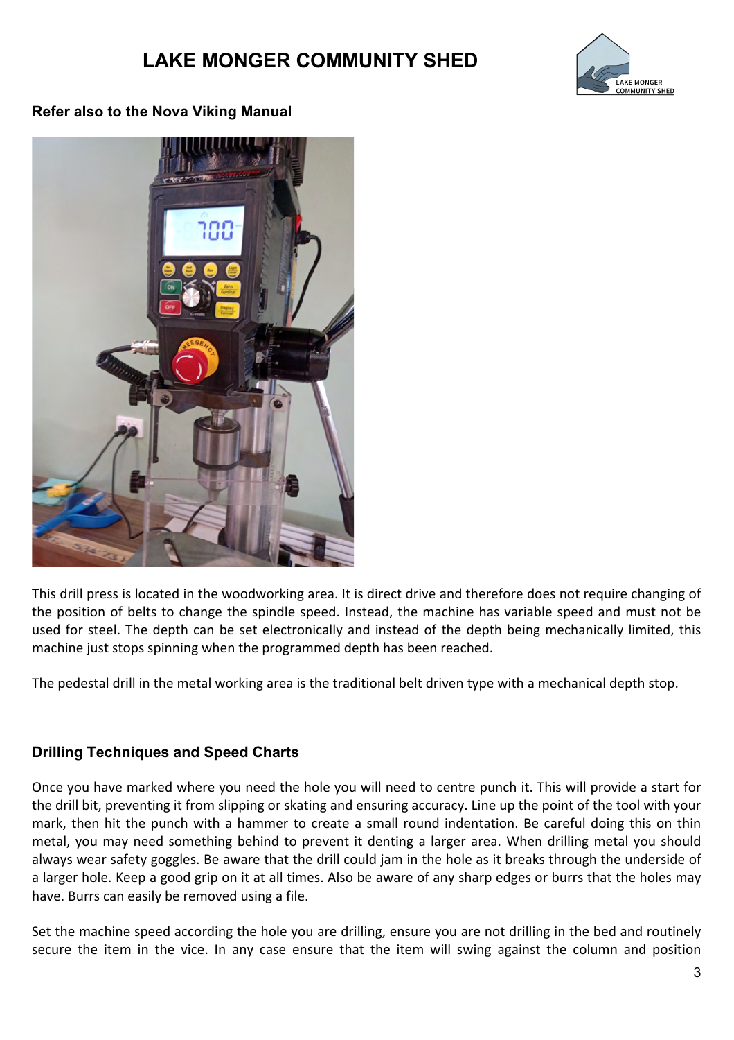**Refer also to the Nova Viking Manual**

This drill press is located in the woodworking area. It is direct drive and therefore does not require changing of the position of belts to change the spindle speed. Instead, the machine has variable speed and must not be used for steel. The depth can be set electronically and instead of the depth being mechanically limited, this machine just stops spinning when the programmed depth has been reached.

The pedestal drill in the metal working area is the traditional belt driven type with a mechanical depth stop.

## Drilling Techniques and Speed Charts

Once you have marked where you need the hole you will need to centre punch it. This will provide a start for the drill bit, preventing it from slipping or skating and ensuring accuracy. Line up the point of the tool with your mark, then hit the punch with a hammer to create a small round indentation. Be careful doing this on thin metal, you may need something behind to prevent it denting a larger area. When drilling metal you should always wear safety goggles. Be aware that the drill could jam in the hole as it breaks through the underside of a larger hole. Keep a good grip on it at all times. Also be aware of any sharp edges or burrs that the holes may have. Burrs can easily be removed using a file.

Set the machine speed according the hole you are drilling, ensure you are not drilling in the bed and routinely secure the item in the vice. In any case ensure that the item will swing against the column and position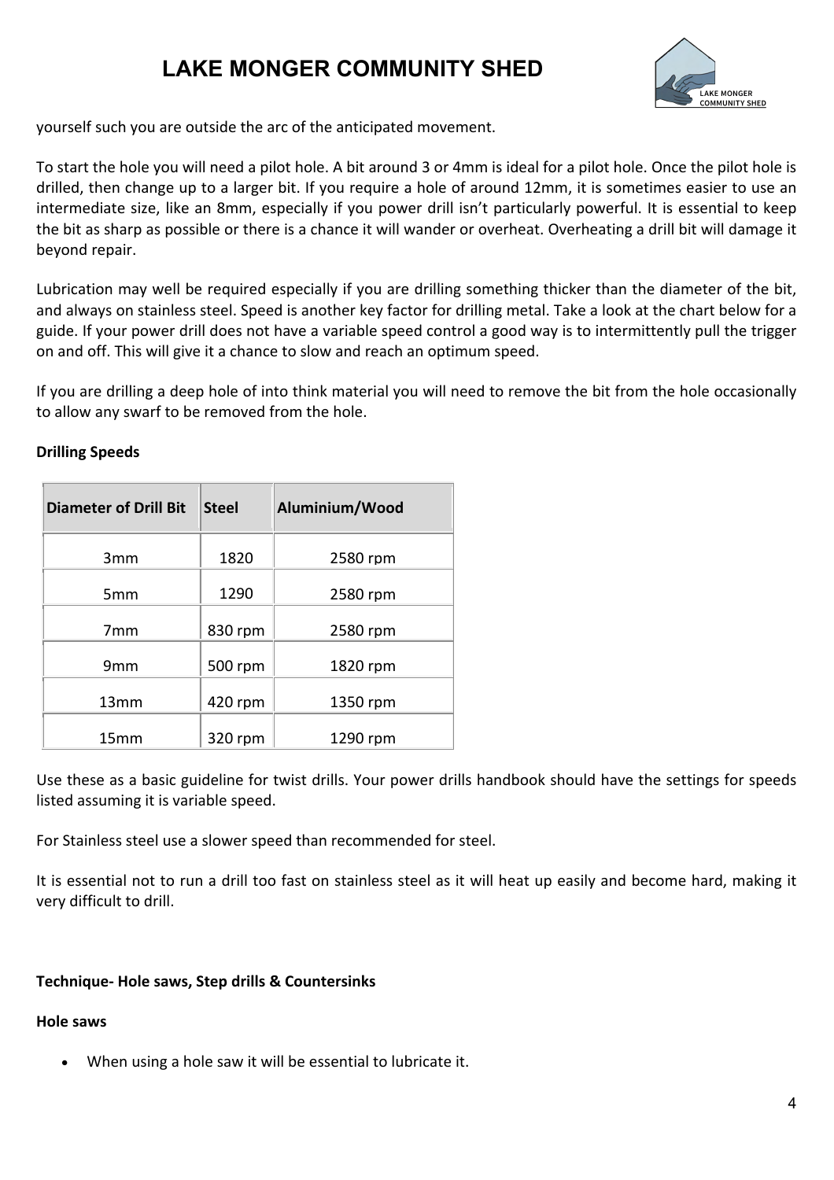yourself such you are outside the arc of the anticipated movement.

To start the hole you will need a pilot hole. A bit around 3 or 4mm is ideal for a pilot hole. Once the pilot hole is drilled, then change up to a larger bit. If you require a hole of around 12mm, it is sometimes easier to use an intermediate size, like an 8mm, especially if you power drill isn't particularly powerful. It is essential to keep the bit as sharp as possible or there is a chance it will wander or overheat. Overheating a drill bit will damage it beyond repair.

Lubrication may well be required especially if you are drilling something thicker than the diameter of the bit, and always on stainless steel. Speed is another key factor for drilling metal. Take a look at the chart below for a guide. If your power drill does not have a variable speed control a good way is to intermittently pull the trigger on and off. This will give it a chance to slow and reach an optimum speed.

If you are drilling a deep hole of into think material you will need to remove the bit from the hole occasionally to allow any swarf to be removed from the hole.

**Drilling Speeds**

| Diameter of Drill Bit | Steel | Aluminium/Wood |
|---|---|---|
| 3mm | 1820 | 2580 rpm |
| 5mm | 1290 | 2580 rpm |
| 7mm | 830 rpm | 2580 rpm |
| 9mm | 500 rpm | 1820 rpm |
| 13mm | 420 rpm | 1350 rpm |
| 15mm | 320 rpm | 1290 rpm |

Use these as a basic guideline for twist drills. Your power drills handbook should have the settings for speeds listed assuming it is variable speed.

For Stainless steel use a slower speed than recommended for steel.

It is essential not to run a drill too fast on stainless steel as it will heat up easily and become hard, making it very difficult to drill.

**Technique- Hole saws, Step drills & Countersinks**

**Hole saws**

- When using a hole saw it will be essential to lubricate it.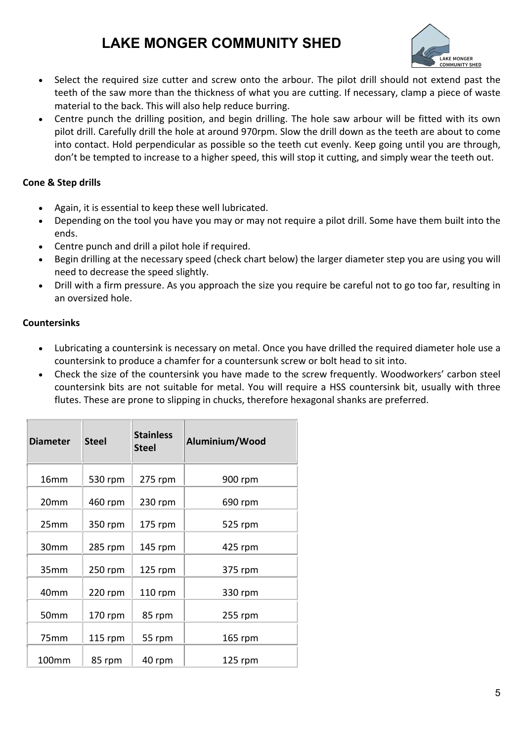- Select the required size cutter and screw onto the arbour. The pilot drill should not extend past the teeth of the saw more than the thickness of what you are cutting. If necessary, clamp a piece of waste material to the back. This will also help reduce burring.
- Centre punch the drilling position, and begin drilling. The hole saw arbour will be fitted with its own pilot drill. Carefully drill the hole at around 970rpm. Slow the drill down as the teeth are about to come into contact. Hold perpendicular as possible so the teeth cut evenly. Keep going until you are through, don't be tempted to increase to a higher speed, this will stop it cutting, and simply wear the teeth out.

**Cone & Step drills**

- Again, it is essential to keep these well lubricated.
- Depending on the tool you have you may or may not require a pilot drill. Some have them built into the ends.
- Centre punch and drill a pilot hole if required.
- Begin drilling at the necessary speed (check chart below) the larger diameter step you are using you will need to decrease the speed slightly.
- Drill with a firm pressure. As you approach the size you require be careful not to go too far, resulting in an oversized hole.

**Countersinks**

- Lubricating a countersink is necessary on metal. Once you have drilled the required diameter hole use a countersink to produce a chamfer for a countersunk screw or bolt head to sit into.
- Check the size of the countersink you have made to the screw frequently. Woodworkers' carbon steel countersink bits are not suitable for metal. You will require a HSS countersink bit, usually with three flutes. These are prone to slipping in chucks, therefore hexagonal shanks are preferred.

| Diameter | Steel | Stainless Steel | Aluminium/Wood |
|---|---|---|---|
| 16mm | 530 rpm | 275 rpm | 900 rpm |
| 20mm | 460 rpm | 230 rpm | 690 rpm |
| 25mm | 350 rpm | 175 rpm | 525 rpm |
| 30mm | 285 rpm | 145 rpm | 425 rpm |
| 35mm | 250 rpm | 125 rpm | 375 rpm |
| 40mm | 220 rpm | 110 rpm | 330 rpm |
| 50mm | 170 rpm | 85 rpm | 255 rpm |
| 75mm | 115 rpm | 55 rpm | 165 rpm |
| 100mm | 85 rpm | 40 rpm | 125 rpm |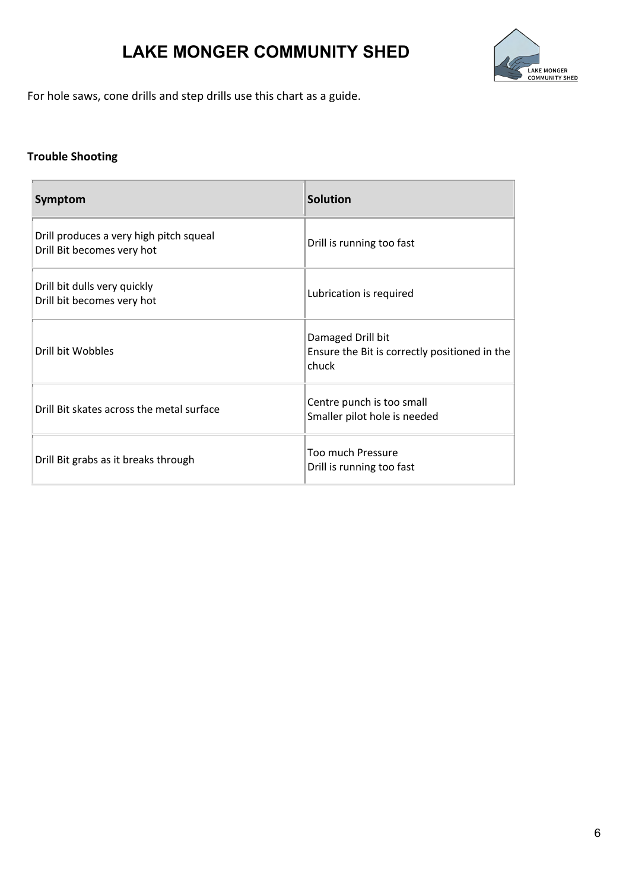# LAKE MONGER COMMUNITY SHED

For hole saws, cone drills and step drills use this chart as a guide.

**Trouble Shooting**

| Symptom | Solution |
|---|---|
| Drill produces a very high pitch squeal<br>Drill Bit becomes very hot | Drill is running too fast |
| Drill bit dulls very quickly<br>Drill bit becomes very hot | Lubrication is required |
| Drill bit Wobbles | Damaged Drill bit<br>Ensure the Bit is correctly positioned in the chuck |
| Drill Bit skates across the metal surface | Centre punch is too small<br>Smaller pilot hole is needed |
| Drill Bit grabs as it breaks through | Too much Pressure<br>Drill is running too fast |